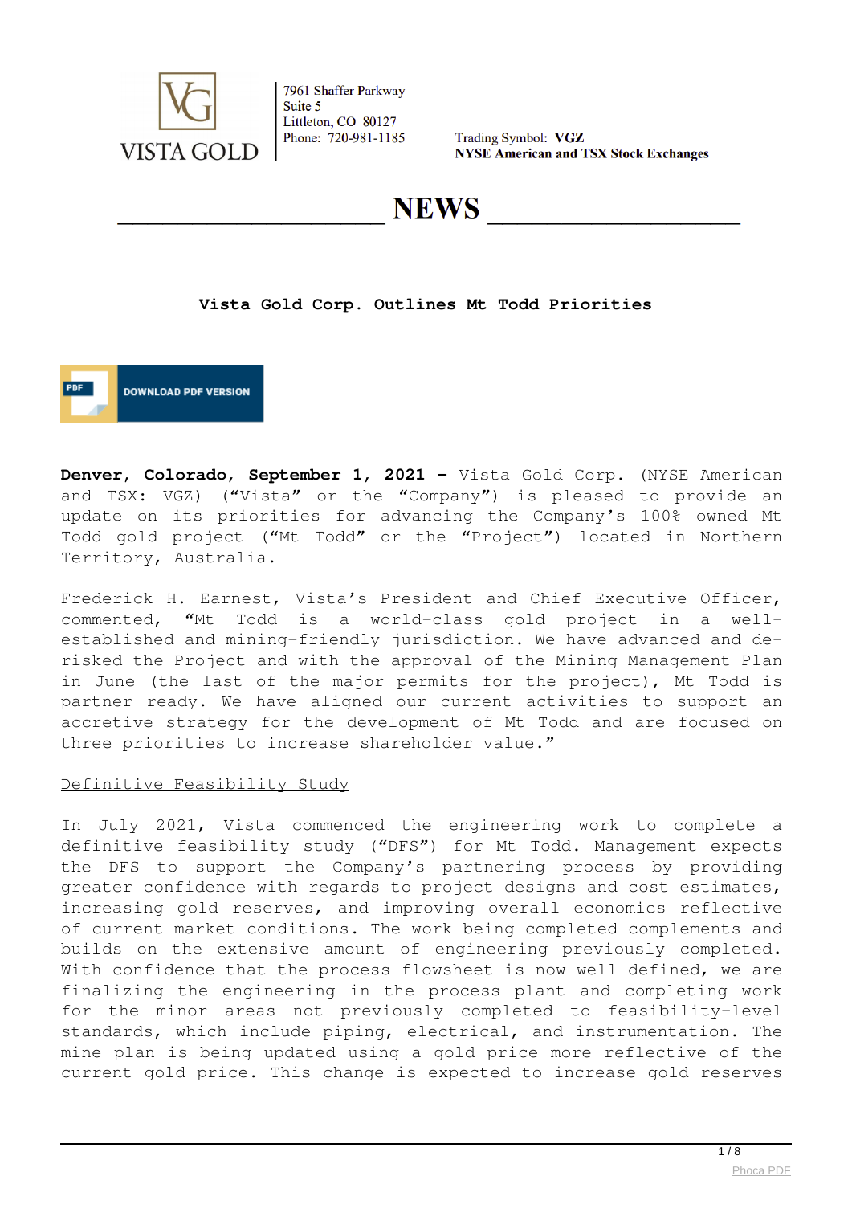VISTA GOLD

7961 Shaffer Parkway
Suite 5
Littleton, CO 80127
Phone: 720-981-1185

Trading Symbol: **VGZ**
**NYSE American and TSX Stock Exchanges**

# NEWS

## Vista Gold Corp. Outlines Mt Todd Priorities

DOWNLOAD PDF VERSION

**Denver, Colorado, September 1, 2021 –** Vista Gold Corp. (NYSE American and TSX: VGZ) ("Vista" or the "Company") is pleased to provide an update on its priorities for advancing the Company's 100% owned Mt Todd gold project ("Mt Todd" or the "Project") located in Northern Territory, Australia.

Frederick H. Earnest, Vista's President and Chief Executive Officer, commented, "Mt Todd is a world-class gold project in a well-established and mining-friendly jurisdiction. We have advanced and de-risked the Project and with the approval of the Mining Management Plan in June (the last of the major permits for the project), Mt Todd is partner ready. We have aligned our current activities to support an accretive strategy for the development of Mt Todd and are focused on three priorities to increase shareholder value."

Definitive Feasibility Study

In July 2021, Vista commenced the engineering work to complete a definitive feasibility study ("DFS") for Mt Todd. Management expects the DFS to support the Company's partnering process by providing greater confidence with regards to project designs and cost estimates, increasing gold reserves, and improving overall economics reflective of current market conditions. The work being completed complements and builds on the extensive amount of engineering previously completed. With confidence that the process flowsheet is now well defined, we are finalizing the engineering in the process plant and completing work for the minor areas not previously completed to feasibility-level standards, which include piping, electrical, and instrumentation. The mine plan is being updated using a gold price more reflective of the current gold price. This change is expected to increase gold reserves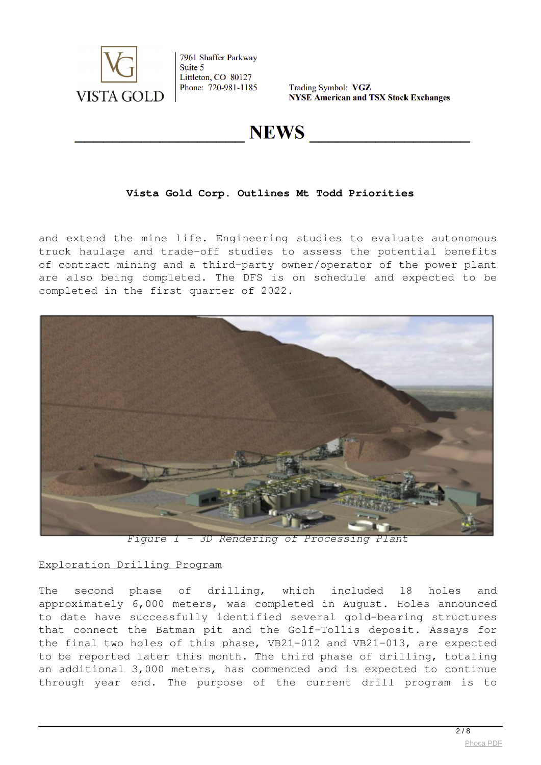and extend the mine life. Engineering studies to evaluate autonomous truck haulage and trade-off studies to assess the potential benefits of contract mining and a third-party owner/operator of the power plant are also being completed. The DFS is on schedule and expected to be completed in the first quarter of 2022.

*Figure 1 – 3D Rendering of Processing Plant*

<u>Exploration Drilling Program</u>

The second phase of drilling, which included 18 holes and approximately 6,000 meters, was completed in August. Holes announced to date have successfully identified several gold-bearing structures that connect the Batman pit and the Golf-Tollis deposit. Assays for the final two holes of this phase, VB21-012 and VB21-013, are expected to be reported later this month. The third phase of drilling, totaling an additional 3,000 meters, has commenced and is expected to continue through year end. The purpose of the current drill program is to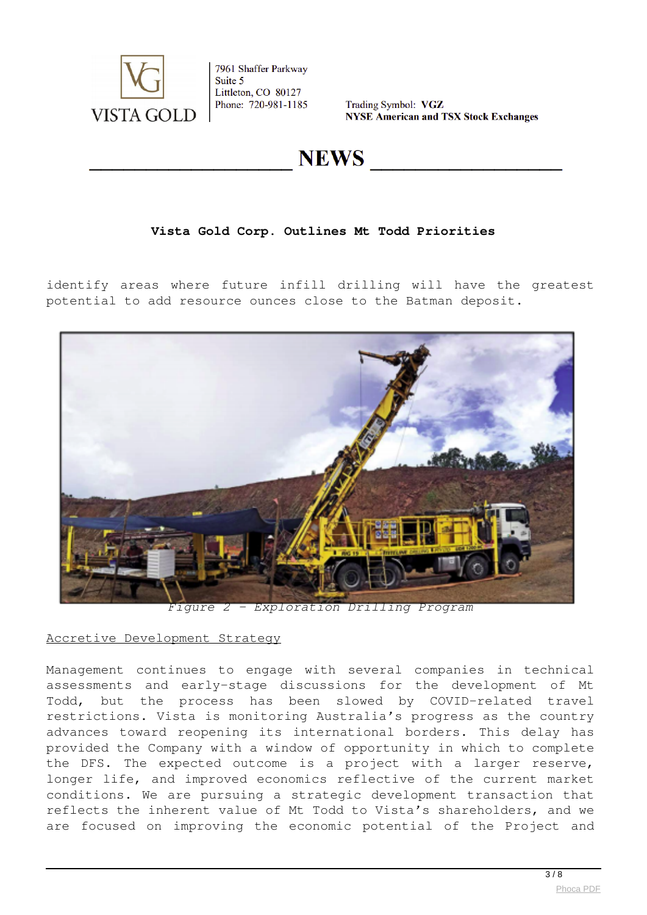identify areas where future infill drilling will have the greatest potential to add resource ounces close to the Batman deposit.

*Figure 2 – Exploration Drilling Program*

Accretive Development Strategy

Management continues to engage with several companies in technical assessments and early-stage discussions for the development of Mt Todd, but the process has been slowed by COVID-related travel restrictions. Vista is monitoring Australia's progress as the country advances toward reopening its international borders. This delay has provided the Company with a window of opportunity in which to complete the DFS. The expected outcome is a project with a larger reserve, longer life, and improved economics reflective of the current market conditions. We are pursuing a strategic development transaction that reflects the inherent value of Mt Todd to Vista's shareholders, and we are focused on improving the economic potential of the Project and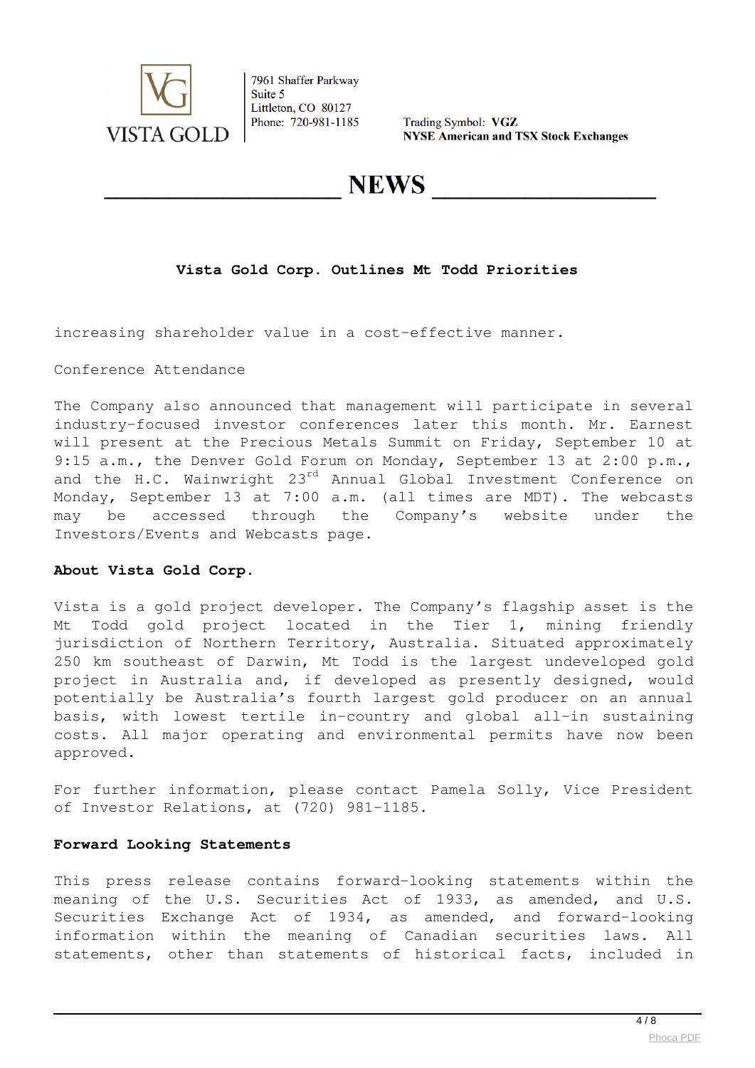increasing shareholder value in a cost-effective manner.

Conference Attendance

The Company also announced that management will participate in several industry-focused investor conferences later this month. Mr. Earnest will present at the Precious Metals Summit on Friday, September 10 at 9:15 a.m., the Denver Gold Forum on Monday, September 13 at 2:00 p.m., and the H.C. Wainwright 23rd Annual Global Investment Conference on Monday, September 13 at 7:00 a.m. (all times are MDT). The webcasts may be accessed through the Company's website under the Investors/Events and Webcasts page.

**About Vista Gold Corp.**

Vista is a gold project developer. The Company's flagship asset is the Mt Todd gold project located in the Tier 1, mining friendly jurisdiction of Northern Territory, Australia. Situated approximately 250 km southeast of Darwin, Mt Todd is the largest undeveloped gold project in Australia and, if developed as presently designed, would potentially be Australia's fourth largest gold producer on an annual basis, with lowest tertile in-country and global all-in sustaining costs. All major operating and environmental permits have now been approved.

For further information, please contact Pamela Solly, Vice President of Investor Relations, at (720) 981-1185.

**Forward Looking Statements**

This press release contains forward-looking statements within the meaning of the U.S. Securities Act of 1933, as amended, and U.S. Securities Exchange Act of 1934, as amended, and forward-looking information within the meaning of Canadian securities laws. All statements, other than statements of historical facts, included in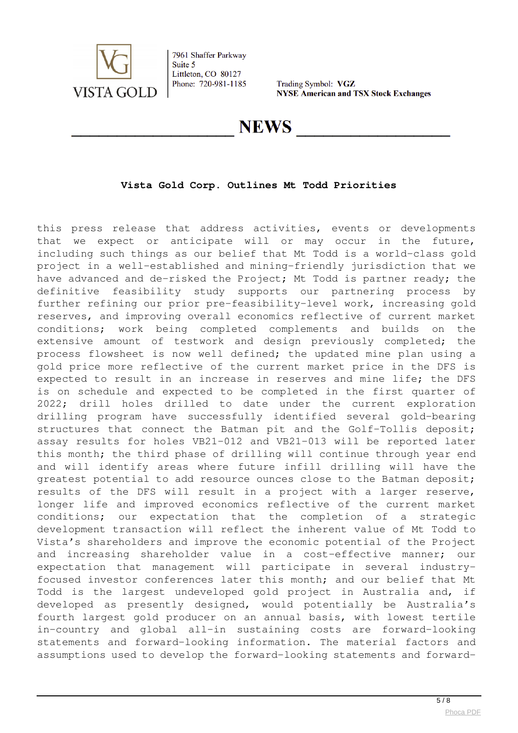# Vista Gold Corp. Outlines Mt Todd Priorities

this press release that address activities, events or developments that we expect or anticipate will or may occur in the future, including such things as our belief that Mt Todd is a world-class gold project in a well-established and mining-friendly jurisdiction that we have advanced and de-risked the Project; Mt Todd is partner ready; the definitive feasibility study supports our partnering process by further refining our prior pre-feasibility-level work, increasing gold reserves, and improving overall economics reflective of current market conditions; work being completed complements and builds on the extensive amount of testwork and design previously completed; the process flowsheet is now well defined; the updated mine plan using a gold price more reflective of the current market price in the DFS is expected to result in an increase in reserves and mine life; the DFS is on schedule and expected to be completed in the first quarter of 2022; drill holes drilled to date under the current exploration drilling program have successfully identified several gold-bearing structures that connect the Batman pit and the Golf-Tollis deposit; assay results for holes VB21-012 and VB21-013 will be reported later this month; the third phase of drilling will continue through year end and will identify areas where future infill drilling will have the greatest potential to add resource ounces close to the Batman deposit; results of the DFS will result in a project with a larger reserve, longer life and improved economics reflective of the current market conditions; our expectation that the completion of a strategic development transaction will reflect the inherent value of Mt Todd to Vista's shareholders and improve the economic potential of the Project and increasing shareholder value in a cost-effective manner; our expectation that management will participate in several industry-focused investor conferences later this month; and our belief that Mt Todd is the largest undeveloped gold project in Australia and, if developed as presently designed, would potentially be Australia's fourth largest gold producer on an annual basis, with lowest tertile in-country and global all-in sustaining costs are forward-looking statements and forward-looking information. The material factors and assumptions used to develop the forward-looking statements and forward-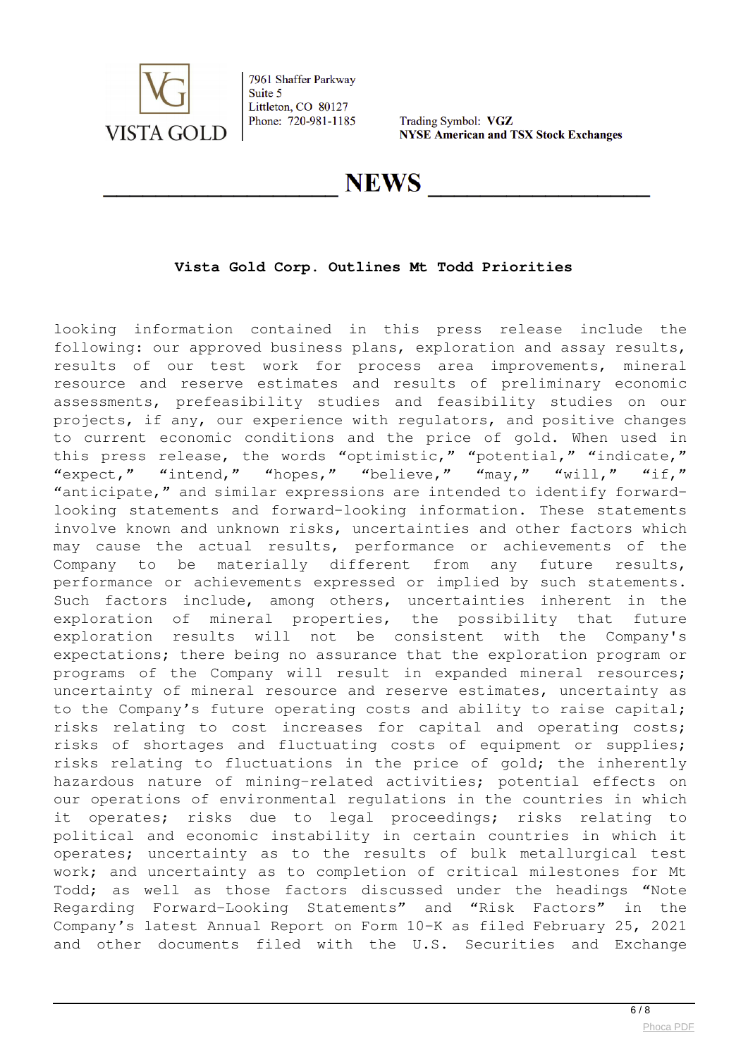**Vista Gold Corp. Outlines Mt Todd Priorities**

looking information contained in this press release include the following: our approved business plans, exploration and assay results, results of our test work for process area improvements, mineral resource and reserve estimates and results of preliminary economic assessments, prefeasibility studies and feasibility studies on our projects, if any, our experience with regulators, and positive changes to current economic conditions and the price of gold. When used in this press release, the words "optimistic," "potential," "indicate," "expect," "intend," "hopes," "believe," "may," "will," "if," "anticipate," and similar expressions are intended to identify forward-looking statements and forward-looking information. These statements involve known and unknown risks, uncertainties and other factors which may cause the actual results, performance or achievements of the Company to be materially different from any future results, performance or achievements expressed or implied by such statements. Such factors include, among others, uncertainties inherent in the exploration of mineral properties, the possibility that future exploration results will not be consistent with the Company's expectations; there being no assurance that the exploration program or programs of the Company will result in expanded mineral resources; uncertainty of mineral resource and reserve estimates, uncertainty as to the Company's future operating costs and ability to raise capital; risks relating to cost increases for capital and operating costs; risks of shortages and fluctuating costs of equipment or supplies; risks relating to fluctuations in the price of gold; the inherently hazardous nature of mining-related activities; potential effects on our operations of environmental regulations in the countries in which it operates; risks due to legal proceedings; risks relating to political and economic instability in certain countries in which it operates; uncertainty as to the results of bulk metallurgical test work; and uncertainty as to completion of critical milestones for Mt Todd; as well as those factors discussed under the headings "Note Regarding Forward-Looking Statements" and "Risk Factors" in the Company's latest Annual Report on Form 10-K as filed February 25, 2021 and other documents filed with the U.S. Securities and Exchange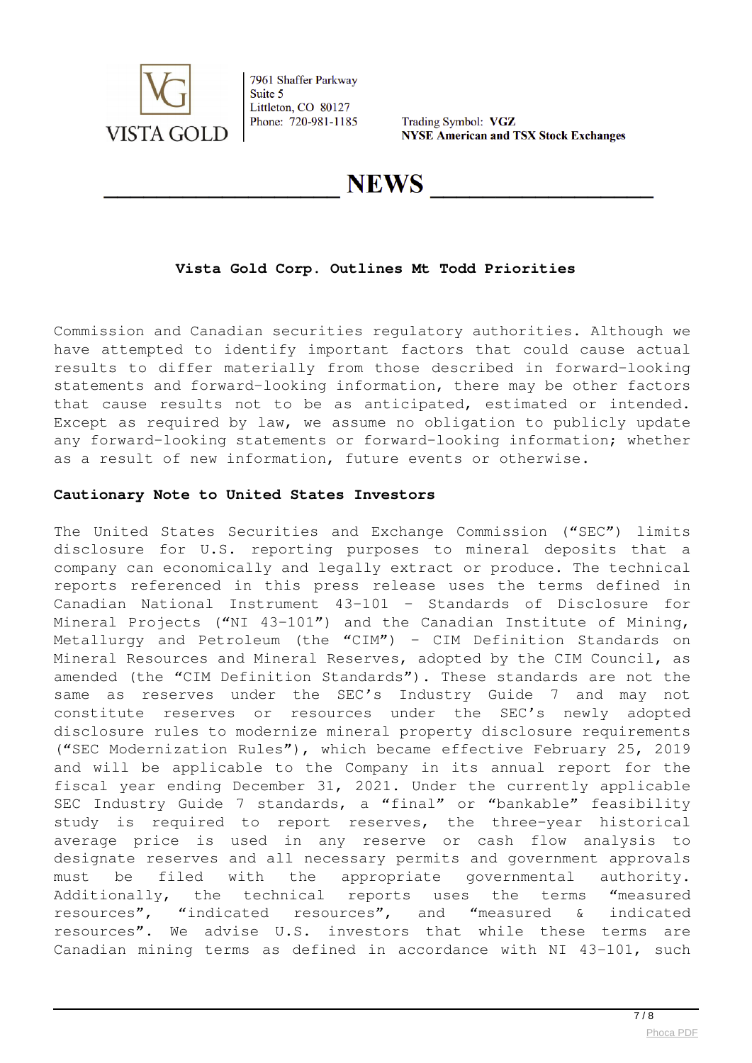Commission and Canadian securities regulatory authorities. Although we have attempted to identify important factors that could cause actual results to differ materially from those described in forward-looking statements and forward-looking information, there may be other factors that cause results not to be as anticipated, estimated or intended. Except as required by law, we assume no obligation to publicly update any forward-looking statements or forward-looking information; whether as a result of new information, future events or otherwise.

**Cautionary Note to United States Investors**

The United States Securities and Exchange Commission ("SEC") limits disclosure for U.S. reporting purposes to mineral deposits that a company can economically and legally extract or produce. The technical reports referenced in this press release uses the terms defined in Canadian National Instrument 43-101 – Standards of Disclosure for Mineral Projects ("NI 43-101") and the Canadian Institute of Mining, Metallurgy and Petroleum (the "CIM") – CIM Definition Standards on Mineral Resources and Mineral Reserves, adopted by the CIM Council, as amended (the "CIM Definition Standards"). These standards are not the same as reserves under the SEC's Industry Guide 7 and may not constitute reserves or resources under the SEC's newly adopted disclosure rules to modernize mineral property disclosure requirements ("SEC Modernization Rules"), which became effective February 25, 2019 and will be applicable to the Company in its annual report for the fiscal year ending December 31, 2021. Under the currently applicable SEC Industry Guide 7 standards, a "final" or "bankable" feasibility study is required to report reserves, the three-year historical average price is used in any reserve or cash flow analysis to designate reserves and all necessary permits and government approvals must be filed with the appropriate governmental authority. Additionally, the technical reports uses the terms "measured resources", "indicated resources", and "measured & indicated resources". We advise U.S. investors that while these terms are Canadian mining terms as defined in accordance with NI 43-101, such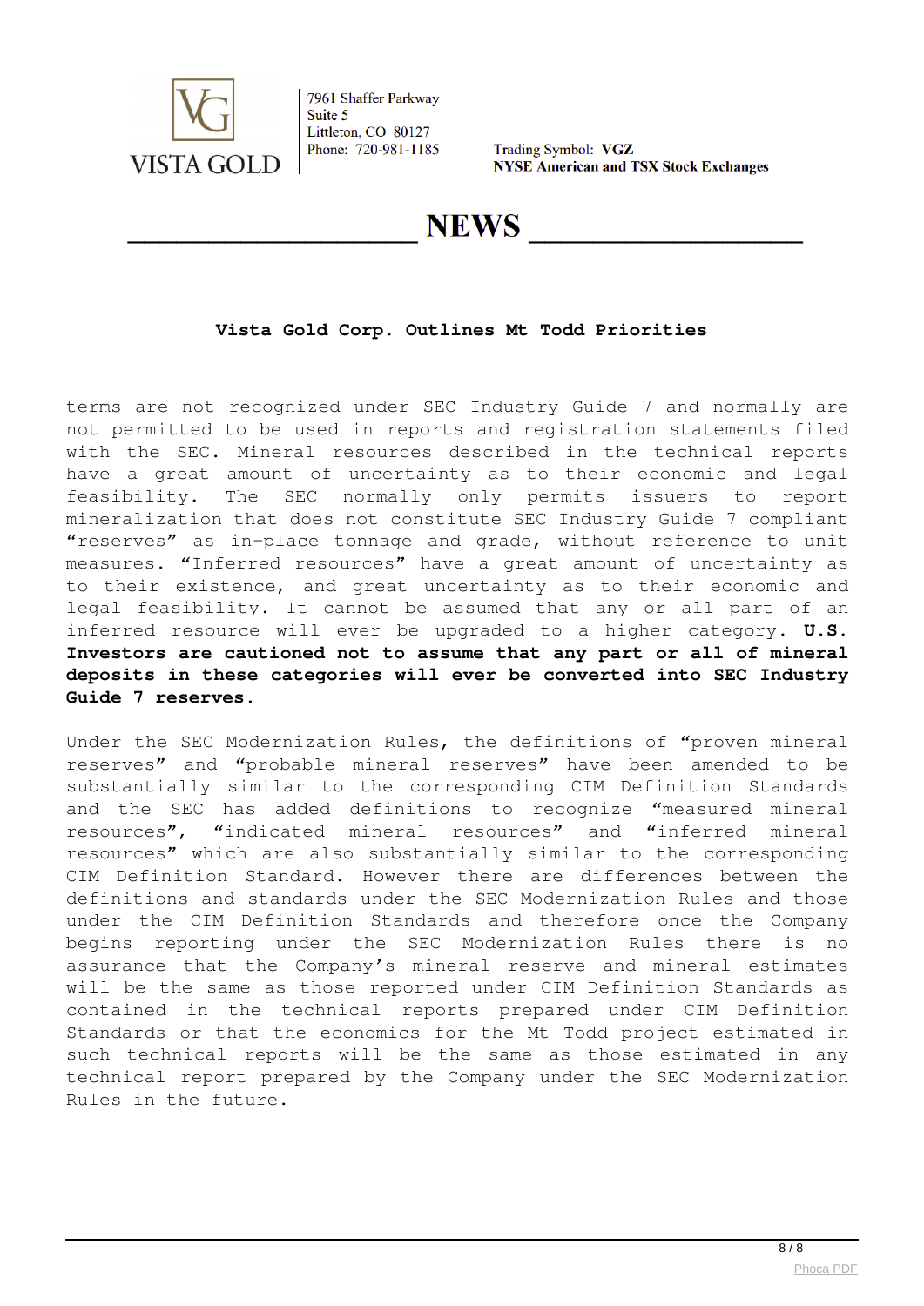terms are not recognized under SEC Industry Guide 7 and normally are not permitted to be used in reports and registration statements filed with the SEC. Mineral resources described in the technical reports have a great amount of uncertainty as to their economic and legal feasibility. The SEC normally only permits issuers to report mineralization that does not constitute SEC Industry Guide 7 compliant "reserves" as in-place tonnage and grade, without reference to unit measures. "Inferred resources" have a great amount of uncertainty as to their existence, and great uncertainty as to their economic and legal feasibility. It cannot be assumed that any or all part of an inferred resource will ever be upgraded to a higher category. **U.S. Investors are cautioned not to assume that any part or all of mineral deposits in these categories will ever be converted into SEC Industry Guide 7 reserves.**

Under the SEC Modernization Rules, the definitions of "proven mineral reserves" and "probable mineral reserves" have been amended to be substantially similar to the corresponding CIM Definition Standards and the SEC has added definitions to recognize "measured mineral resources", "indicated mineral resources" and "inferred mineral resources" which are also substantially similar to the corresponding CIM Definition Standard. However there are differences between the definitions and standards under the SEC Modernization Rules and those under the CIM Definition Standards and therefore once the Company begins reporting under the SEC Modernization Rules there is no assurance that the Company's mineral reserve and mineral estimates will be the same as those reported under CIM Definition Standards as contained in the technical reports prepared under CIM Definition Standards or that the economics for the Mt Todd project estimated in such technical reports will be the same as those estimated in any technical report prepared by the Company under the SEC Modernization Rules in the future.